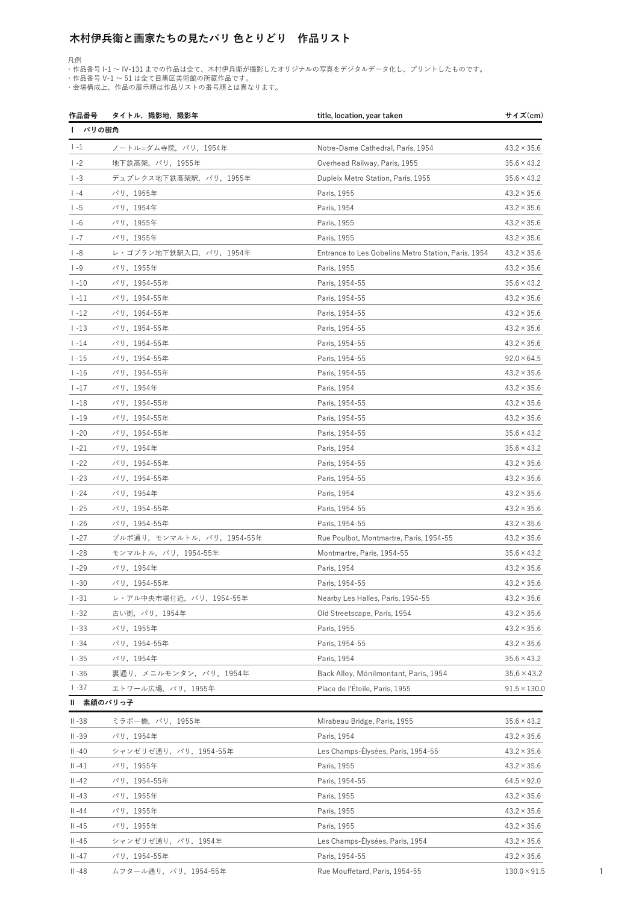# 木村伊兵衛と画家たちの見たパリ 色とりどり　作品リスト

凡例
・作品番号 I-1 〜 IV-131 までの作品は全て、木村伊兵衛が撮影したオリジナルの写真をデジタルデータ化し、プリントしたものです。
・作品番号 V-1 〜 51 は全て目黒区美術館の所蔵作品です。
・会場構成上、作品の展示順は作品リストの番号順とは異なります。

| 作品番号 | タイトル，撮影地，撮影年 | title, location, year taken | サイズ(cm) |
|---|---|---|---|
| **I　パリの街角** | | | |
| I -1 | ノートル=ダム寺院，パリ，1954年 | Notre-Dame Cathedral, Paris, 1954 | 43.2×35.6 |
| I -2 | 地下鉄高架，パリ，1955年 | Overhead Railway, Paris, 1955 | 35.6×43.2 |
| I -3 | デュプレクス地下鉄高架駅，パリ，1955年 | Dupleix Metro Station, Paris, 1955 | 35.6×43.2 |
| I -4 | パリ，1955年 | Paris, 1955 | 43.2×35.6 |
| I -5 | パリ，1954年 | Paris, 1954 | 43.2×35.6 |
| I -6 | パリ，1955年 | Paris, 1955 | 43.2×35.6 |
| I -7 | パリ，1955年 | Paris, 1955 | 43.2×35.6 |
| I -8 | レ・ゴブラン地下鉄駅入口，パリ，1954年 | Entrance to Les Gobelins Metro Station, Paris, 1954 | 43.2×35.6 |
| I -9 | パリ，1955年 | Paris, 1955 | 43.2×35.6 |
| I -10 | パリ，1954-55年 | Paris, 1954-55 | 35.6×43.2 |
| I -11 | パリ，1954-55年 | Paris, 1954-55 | 43.2×35.6 |
| I -12 | パリ，1954-55年 | Paris, 1954-55 | 43.2×35.6 |
| I -13 | パリ，1954-55年 | Paris, 1954-55 | 43.2×35.6 |
| I -14 | パリ，1954-55年 | Paris, 1954-55 | 43.2×35.6 |
| I -15 | パリ，1954-55年 | Paris, 1954-55 | 92.0×64.5 |
| I -16 | パリ，1954-55年 | Paris, 1954-55 | 43.2×35.6 |
| I -17 | パリ，1954年 | Paris, 1954 | 43.2×35.6 |
| I -18 | パリ，1954-55年 | Paris, 1954-55 | 43.2×35.6 |
| I -19 | パリ，1954-55年 | Paris, 1954-55 | 43.2×35.6 |
| I -20 | パリ，1954-55年 | Paris, 1954-55 | 35.6×43.2 |
| I -21 | パリ，1954年 | Paris, 1954 | 35.6×43.2 |
| I -22 | パリ，1954-55年 | Paris, 1954-55 | 43.2×35.6 |
| I -23 | パリ，1954-55年 | Paris, 1954-55 | 43.2×35.6 |
| I -24 | パリ，1954年 | Paris, 1954 | 43.2×35.6 |
| I -25 | パリ，1954-55年 | Paris, 1954-55 | 43.2×35.6 |
| I -26 | パリ，1954-55年 | Paris, 1954-55 | 43.2×35.6 |
| I -27 | プルボ通り，モンマルトル，パリ，1954-55年 | Rue Poulbot, Montmartre, Paris, 1954-55 | 43.2×35.6 |
| I -28 | モンマルトル，パリ，1954-55年 | Montmartre, Paris, 1954-55 | 35.6×43.2 |
| I -29 | パリ，1954年 | Paris, 1954 | 43.2×35.6 |
| I -30 | パリ，1954-55年 | Paris, 1954-55 | 43.2×35.6 |
| I -31 | レ・アル中央市場付近，パリ，1954-55年 | Nearby Les Halles, Paris, 1954-55 | 43.2×35.6 |
| I -32 | 古い街，パリ，1954年 | Old Streetscape, Paris, 1954 | 43.2×35.6 |
| I -33 | パリ，1955年 | Paris, 1955 | 43.2×35.6 |
| I -34 | パリ，1954-55年 | Paris, 1954-55 | 43.2×35.6 |
| I -35 | パリ，1954年 | Paris, 1954 | 35.6×43.2 |
| I -36 | 裏通り，メニルモンタン，パリ，1954年 | Back Alley, Ménilmontant, Paris, 1954 | 35.6×43.2 |
| I -37 | エトワール広場，パリ，1955年 | Place de l'Étoile, Paris, 1955 | 91.5×130.0 |
| **II　素顔のパリっ子** | | | |
| II -38 | ミラボー橋，パリ，1955年 | Mirabeau Bridge, Paris, 1955 | 35.6×43.2 |
| II -39 | パリ，1954年 | Paris, 1954 | 43.2×35.6 |
| II -40 | シャンゼリゼ通り，パリ，1954-55年 | Les Champs-Élysées, Paris, 1954-55 | 43.2×35.6 |
| II -41 | パリ，1955年 | Paris, 1955 | 43.2×35.6 |
| II -42 | パリ，1954-55年 | Paris, 1954-55 | 64.5×92.0 |
| II -43 | パリ，1955年 | Paris, 1955 | 43.2×35.6 |
| II -44 | パリ，1955年 | Paris, 1955 | 43.2×35.6 |
| II -45 | パリ，1955年 | Paris, 1955 | 43.2×35.6 |
| II -46 | シャンゼリゼ通り，パリ，1954年 | Les Champs-Élysées, Paris, 1954 | 43.2×35.6 |
| II -47 | パリ，1954-55年 | Paris, 1954-55 | 43.2×35.6 |
| II -48 | ムフタール通り，パリ，1954-55年 | Rue Mouffetard, Paris, 1954-55 | 130.0×91.5 |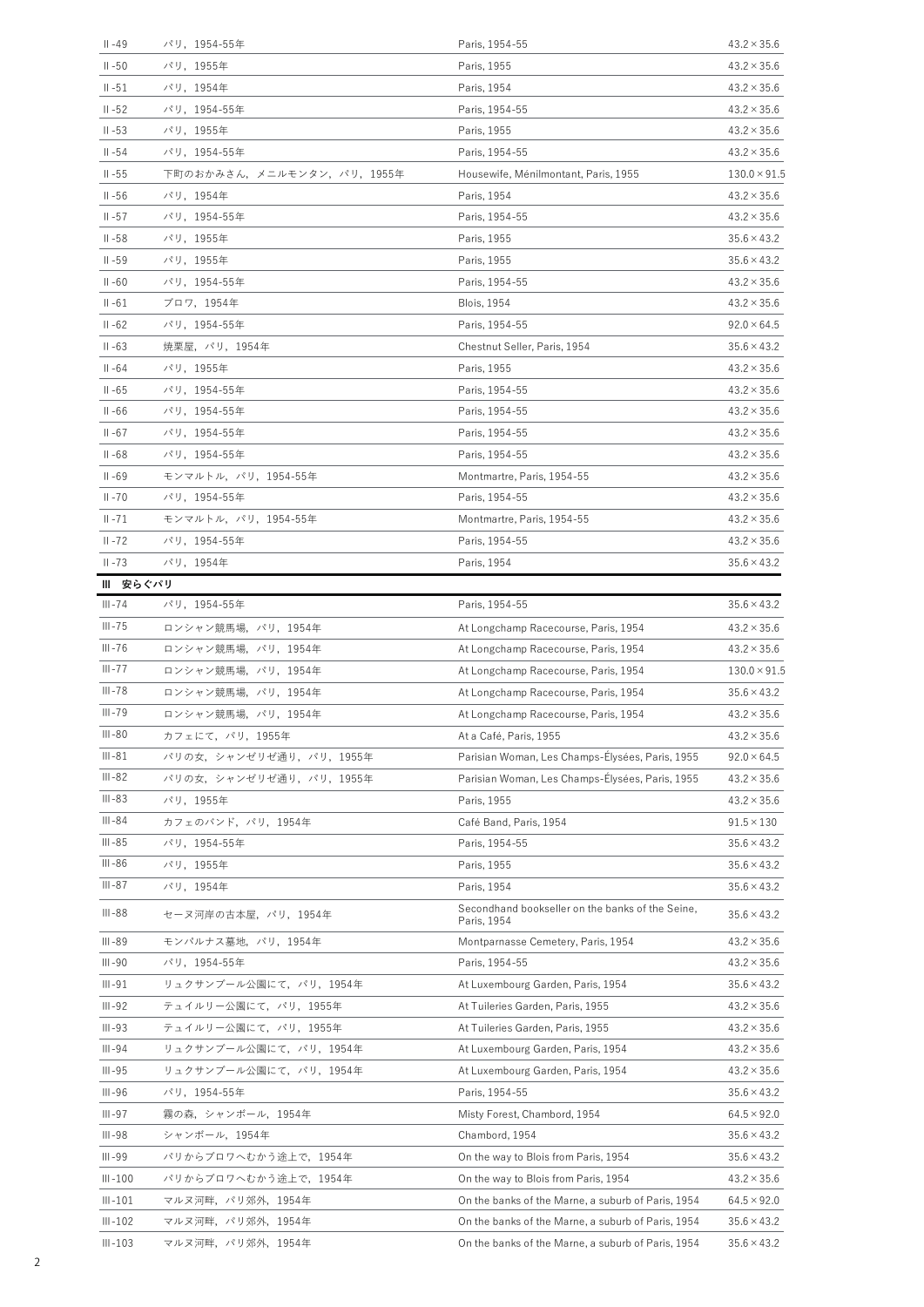| | | | |
|---|---|---|---|
| II-49 | パリ，1954-55年 | Paris, 1954-55 | 43.2×35.6 |
| II-50 | パリ，1955年 | Paris, 1955 | 43.2×35.6 |
| II-51 | パリ，1954年 | Paris, 1954 | 43.2×35.6 |
| II-52 | パリ，1954-55年 | Paris, 1954-55 | 43.2×35.6 |
| II-53 | パリ，1955年 | Paris, 1955 | 43.2×35.6 |
| II-54 | パリ，1954-55年 | Paris, 1954-55 | 43.2×35.6 |
| II-55 | 下町のおかみさん，メニルモンタン，パリ，1955年 | Housewife, Ménilmontant, Paris, 1955 | 130.0×91.5 |
| II-56 | パリ，1954年 | Paris, 1954 | 43.2×35.6 |
| II-57 | パリ，1954-55年 | Paris, 1954-55 | 43.2×35.6 |
| II-58 | パリ，1955年 | Paris, 1955 | 35.6×43.2 |
| II-59 | パリ，1955年 | Paris, 1955 | 35.6×43.2 |
| II-60 | パリ，1954-55年 | Paris, 1954-55 | 43.2×35.6 |
| II-61 | ブロワ，1954年 | Blois, 1954 | 43.2×35.6 |
| II-62 | パリ，1954-55年 | Paris, 1954-55 | 92.0×64.5 |
| II-63 | 焼栗屋，パリ，1954年 | Chestnut Seller, Paris, 1954 | 35.6×43.2 |
| II-64 | パリ，1955年 | Paris, 1955 | 43.2×35.6 |
| II-65 | パリ，1954-55年 | Paris, 1954-55 | 43.2×35.6 |
| II-66 | パリ，1954-55年 | Paris, 1954-55 | 43.2×35.6 |
| II-67 | パリ，1954-55年 | Paris, 1954-55 | 43.2×35.6 |
| II-68 | パリ，1954-55年 | Paris, 1954-55 | 43.2×35.6 |
| II-69 | モンマルトル，パリ，1954-55年 | Montmartre, Paris, 1954-55 | 43.2×35.6 |
| II-70 | パリ，1954-55年 | Paris, 1954-55 | 43.2×35.6 |
| II-71 | モンマルトル，パリ，1954-55年 | Montmartre, Paris, 1954-55 | 43.2×35.6 |
| II-72 | パリ，1954-55年 | Paris, 1954-55 | 43.2×35.6 |
| II-73 | パリ，1954年 | Paris, 1954 | 35.6×43.2 |

## III 安らぐパリ

| | | | |
|---|---|---|---|
| III-74 | パリ，1954-55年 | Paris, 1954-55 | 35.6×43.2 |
| III-75 | ロンシャン競馬場，パリ，1954年 | At Longchamp Racecourse, Paris, 1954 | 43.2×35.6 |
| III-76 | ロンシャン競馬場，パリ，1954年 | At Longchamp Racecourse, Paris, 1954 | 43.2×35.6 |
| III-77 | ロンシャン競馬場，パリ，1954年 | At Longchamp Racecourse, Paris, 1954 | 130.0×91.5 |
| III-78 | ロンシャン競馬場，パリ，1954年 | At Longchamp Racecourse, Paris, 1954 | 35.6×43.2 |
| III-79 | ロンシャン競馬場，パリ，1954年 | At Longchamp Racecourse, Paris, 1954 | 43.2×35.6 |
| III-80 | カフェにて，パリ，1955年 | At a Café, Paris, 1955 | 43.2×35.6 |
| III-81 | パリの女，シャンゼリゼ通り，パリ，1955年 | Parisian Woman, Les Champs-Élysées, Paris, 1955 | 92.0×64.5 |
| III-82 | パリの女，シャンゼリゼ通り，パリ，1955年 | Parisian Woman, Les Champs-Élysées, Paris, 1955 | 43.2×35.6 |
| III-83 | パリ，1955年 | Paris, 1955 | 43.2×35.6 |
| III-84 | カフェのバンド，パリ，1954年 | Café Band, Paris, 1954 | 91.5×130 |
| III-85 | パリ，1954-55年 | Paris, 1954-55 | 35.6×43.2 |
| III-86 | パリ，1955年 | Paris, 1955 | 35.6×43.2 |
| III-87 | パリ，1954年 | Paris, 1954 | 35.6×43.2 |
| III-88 | セーヌ河岸の古本屋，パリ，1954年 | Secondhand bookseller on the banks of the Seine, Paris, 1954 | 35.6×43.2 |
| III-89 | モンパルナス墓地，パリ，1954年 | Montparnasse Cemetery, Paris, 1954 | 43.2×35.6 |
| III-90 | パリ，1954-55年 | Paris, 1954-55 | 43.2×35.6 |
| III-91 | リュクサンブール公園にて，パリ，1954年 | At Luxembourg Garden, Paris, 1954 | 35.6×43.2 |
| III-92 | テュイルリー公園にて，パリ，1955年 | At Tuileries Garden, Paris, 1955 | 43.2×35.6 |
| III-93 | テュイルリー公園にて，パリ，1955年 | At Tuileries Garden, Paris, 1955 | 43.2×35.6 |
| III-94 | リュクサンブール公園にて，パリ，1954年 | At Luxembourg Garden, Paris, 1954 | 43.2×35.6 |
| III-95 | リュクサンブール公園にて，パリ，1954年 | At Luxembourg Garden, Paris, 1954 | 43.2×35.6 |
| III-96 | パリ，1954-55年 | Paris, 1954-55 | 35.6×43.2 |
| III-97 | 霧の森，シャンボール，1954年 | Misty Forest, Chambord, 1954 | 64.5×92.0 |
| III-98 | シャンボール，1954年 | Chambord, 1954 | 35.6×43.2 |
| III-99 | パリからブロワへむかう途上で，1954年 | On the way to Blois from Paris, 1954 | 35.6×43.2 |
| III-100 | パリからブロワへむかう途上で，1954年 | On the way to Blois from Paris, 1954 | 43.2×35.6 |
| III-101 | マルヌ河畔，パリ郊外，1954年 | On the banks of the Marne, a suburb of Paris, 1954 | 64.5×92.0 |
| III-102 | マルヌ河畔，パリ郊外，1954年 | On the banks of the Marne, a suburb of Paris, 1954 | 35.6×43.2 |
| III-103 | マルヌ河畔，パリ郊外，1954年 | On the banks of the Marne, a suburb of Paris, 1954 | 35.6×43.2 |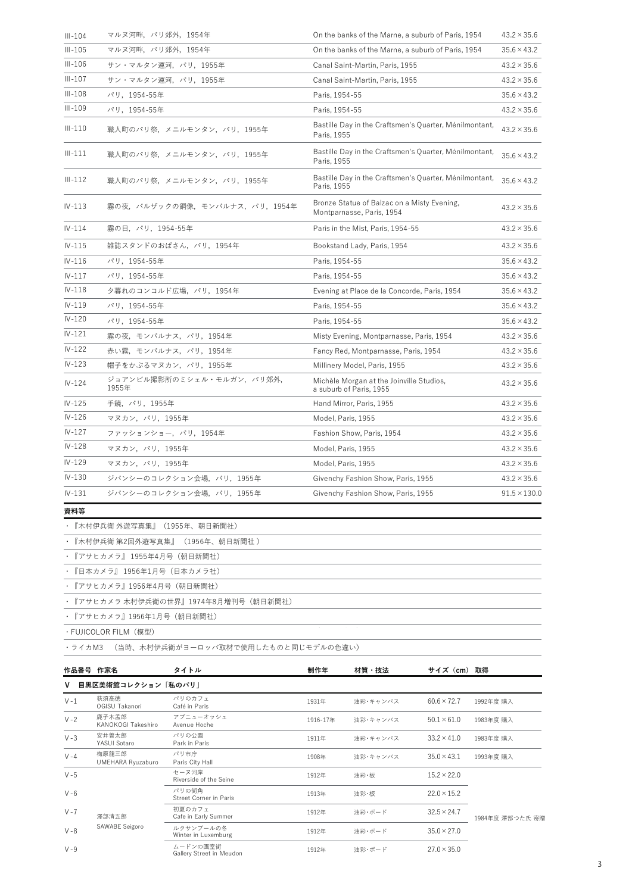| | | | |
|---|---|---|---|
| III-104 | マルヌ河畔，パリ郊外，1954年 | On the banks of the Marne, a suburb of Paris, 1954 | 43.2×35.6 |
| III-105 | マルヌ河畔，パリ郊外，1954年 | On the banks of the Marne, a suburb of Paris, 1954 | 35.6×43.2 |
| III-106 | サン・マルタン運河，パリ，1955年 | Canal Saint-Martin, Paris, 1955 | 43.2×35.6 |
| III-107 | サン・マルタン運河，パリ，1955年 | Canal Saint-Martin, Paris, 1955 | 43.2×35.6 |
| III-108 | パリ，1954-55年 | Paris, 1954-55 | 35.6×43.2 |
| III-109 | パリ，1954-55年 | Paris, 1954-55 | 43.2×35.6 |
| III-110 | 職人町のパリ祭，メニルモンタン，パリ，1955年 | Bastille Day in the Craftsmen's Quarter, Ménilmontant, Paris, 1955 | 43.2×35.6 |
| III-111 | 職人町のパリ祭，メニルモンタン，パリ，1955年 | Bastille Day in the Craftsmen's Quarter, Ménilmontant, Paris, 1955 | 35.6×43.2 |
| III-112 | 職人町のパリ祭，メニルモンタン，パリ，1955年 | Bastille Day in the Craftsmen's Quarter, Ménilmontant, Paris, 1955 | 35.6×43.2 |
| IV-113 | 霧の夜，バルザックの銅像，モンパルナス，パリ，1954年 | Bronze Statue of Balzac on a Misty Evening, Montparnasse, Paris, 1954 | 43.2×35.6 |
| IV-114 | 霧の日，パリ，1954-55年 | Paris in the Mist, Paris, 1954-55 | 43.2×35.6 |
| IV-115 | 雑誌スタンドのおばさん，パリ，1954年 | Bookstand Lady, Paris, 1954 | 43.2×35.6 |
| IV-116 | パリ，1954-55年 | Paris, 1954-55 | 35.6×43.2 |
| IV-117 | パリ，1954-55年 | Paris, 1954-55 | 35.6×43.2 |
| IV-118 | 夕暮れのコンコルド広場，パリ，1954年 | Evening at Place de la Concorde, Paris, 1954 | 35.6×43.2 |
| IV-119 | パリ，1954-55年 | Paris, 1954-55 | 35.6×43.2 |
| IV-120 | パリ，1954-55年 | Paris, 1954-55 | 35.6×43.2 |
| IV-121 | 霧の夜，モンパルナス，パリ，1954年 | Misty Evening, Montparnasse, Paris, 1954 | 43.2×35.6 |
| IV-122 | 赤い霧，モンパルナス，パリ，1954年 | Fancy Red, Montparnasse, Paris, 1954 | 43.2×35.6 |
| IV-123 | 帽子をかぶるマヌカン，パリ，1955年 | Millinery Model, Paris, 1955 | 43.2×35.6 |
| IV-124 | ジョアンビル撮影所のミシェル・モルガン，パリ郊外，1955年 | Michèle Morgan at the Joinville Studios, a suburb of Paris, 1955 | 43.2×35.6 |
| IV-125 | 手鏡，パリ，1955年 | Hand Mirror, Paris, 1955 | 43.2×35.6 |
| IV-126 | マヌカン，パリ，1955年 | Model, Paris, 1955 | 43.2×35.6 |
| IV-127 | ファッションショー，パリ，1954年 | Fashion Show, Paris, 1954 | 43.2×35.6 |
| IV-128 | マヌカン，パリ，1955年 | Model, Paris, 1955 | 43.2×35.6 |
| IV-129 | マヌカン，パリ，1955年 | Model, Paris, 1955 | 43.2×35.6 |
| IV-130 | ジバンシーのコレクション会場，パリ，1955年 | Givenchy Fashion Show, Paris, 1955 | 43.2×35.6 |
| IV-131 | ジバンシーのコレクション会場，パリ，1955年 | Givenchy Fashion Show, Paris, 1955 | 91.5×130.0 |

**資料等**

- 『木村伊兵衛 外遊写真集』（1955年、朝日新聞社）
- 『木村伊兵衛 第2回外遊写真集』（1956年、朝日新聞社 ）
- 『アサヒカメラ』 1955年4月号（朝日新聞社）
- 『日本カメラ』 1956年1月号（日本カメラ社）
- 『アサヒカメラ』1956年4月号（朝日新聞社）
- 『アサヒカメラ 木村伊兵衛の世界』1974年8月増刊号（朝日新聞社）
- 『アサヒカメラ』1956年1月号（朝日新聞社）
- FUJICOLOR FILM（模型）
- ライカM3 （当時、木村伊兵衛がヨーロッパ取材で使用したものと同じモデルの色違い）

| 作品番号 | 作家名 | タイトル | 制作年 | 材質・技法 | サイズ（cm） | 取得 |
|---|---|---|---|---|---|---|
| **V 目黒区美術館コレクション「私のパリ」** | | | | | | |
| V-1 | 荻須高徳 OGISU Takanori | パリのカフェ Café in Paris | 1931年 | 油彩・キャンバス | 60.6×72.7 | 1992年度 購入 |
| V-2 | 鹿子木孟郎 KANOKOGI Takeshiro | アブニューオッシュ Avenue Hoche | 1916-17年 | 油彩・キャンバス | 50.1×61.0 | 1983年度 購入 |
| V-3 | 安井曽太郎 YASUI Sotaro | パリの公園 Park in Paris | 1911年 | 油彩・キャンバス | 33.2×41.0 | 1983年度 購入 |
| V-4 | 梅原龍三郎 UMEHARA Ryuzaburo | パリ市庁 Paris City Hall | 1908年 | 油彩・キャンバス | 35.0×43.1 | 1993年度 購入 |
| V-5 | 澤部清五郎 SAWABE Seigoro | セーヌ河岸 Riverside of the Seine | 1912年 | 油彩・板 | 15.2×22.0 | 1984年度 澤部つた氏 寄贈 |
| V-6 | | パリの街角 Street Corner in Paris | 1913年 | 油彩・板 | 22.0×15.2 | |
| V-7 | | 初夏のカフェ Cafe in Early Summer | 1912年 | 油彩・ボード | 32.5×24.7 | |
| V-8 | | ルクサンブールの冬 Winter in Luxemburg | 1912年 | 油彩・ボード | 35.0×27.0 | |
| V-9 | | ムードンの画室街 Gallery Street in Meudon | 1912年 | 油彩・ボード | 27.0×35.0 | |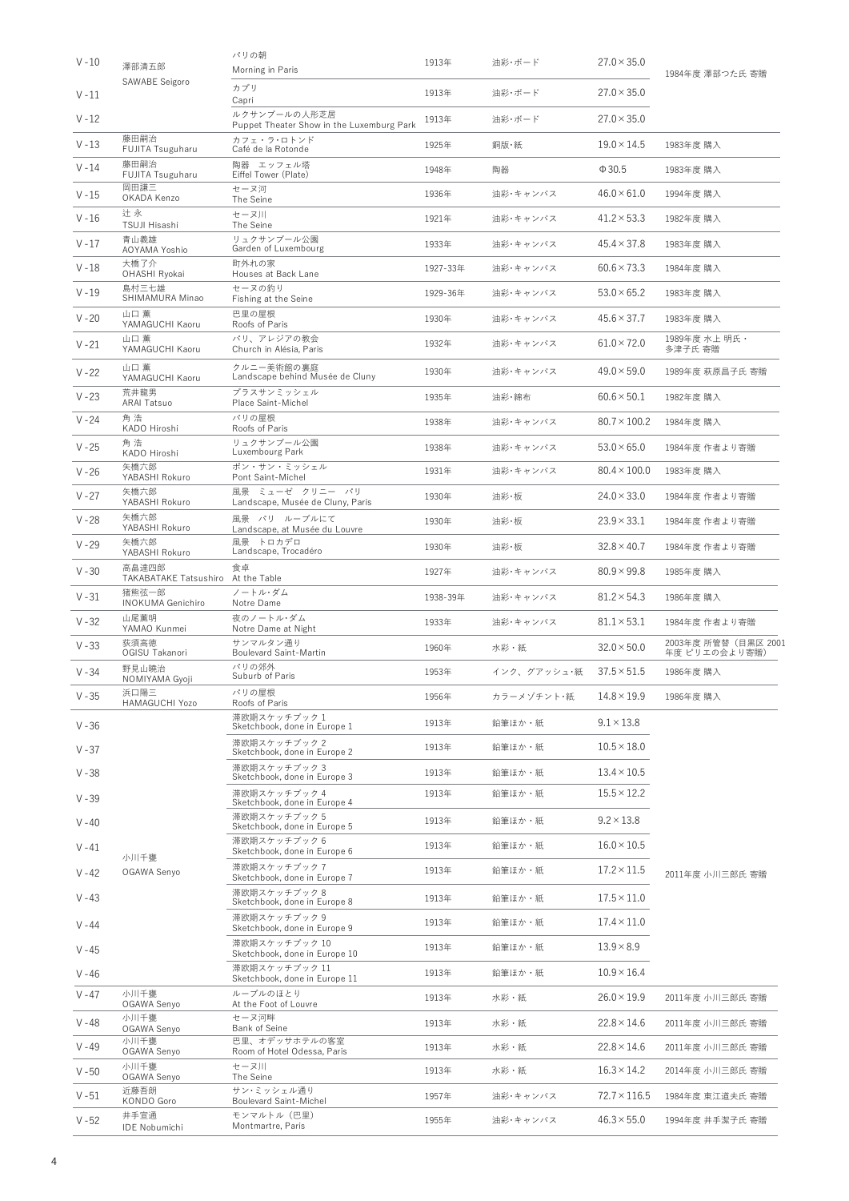| | | | | | | |
|---|---|---|---|---|---|---|
| V-10 | 澤部清五郎<br>SAWABE Seigoro | パリの朝<br>Morning in Paris | 1913年 | 油彩・ボード | 27.0×35.0 | 1984年度 澤部つた氏 寄贈 |
| V-11 | | カプリ<br>Capri | 1913年 | 油彩・ボード | 27.0×35.0 | |
| V-12 | | ルクサンブールの人形芝居<br>Puppet Theater Show in the Luxemburg Park | 1913年 | 油彩・ボード | 27.0×35.0 | |
| V-13 | 藤田嗣治<br>FUJITA Tsuguharu | カフェ・ラ・ロトンド<br>Café de la Rotonde | 1925年 | 銅版・紙 | 19.0×14.5 | 1983年度 購入 |
| V-14 | 藤田嗣治<br>FUJITA Tsuguharu | 陶器　エッフェル塔<br>Eiffel Tower (Plate) | 1948年 | 陶器 | Φ30.5 | 1983年度 購入 |
| V-15 | 岡田謙三<br>OKADA Kenzo | セーヌ河<br>The Seine | 1936年 | 油彩・キャンバス | 46.0×61.0 | 1994年度 購入 |
| V-16 | 辻 永<br>TSUJI Hisashi | セーヌ川<br>The Seine | 1921年 | 油彩・キャンバス | 41.2×53.3 | 1982年度 購入 |
| V-17 | 青山義雄<br>AOYAMA Yoshio | リュクサンブール公園<br>Garden of Luxembourg | 1933年 | 油彩・キャンバス | 45.4×37.8 | 1983年度 購入 |
| V-18 | 大橋了介<br>OHASHI Ryokai | 町外れの家<br>Houses at Back Lane | 1927-33年 | 油彩・キャンバス | 60.6×73.3 | 1984年度 購入 |
| V-19 | 島村三七雄<br>SHIMAMURA Minao | セーヌの釣り<br>Fishing at the Seine | 1929-36年 | 油彩・キャンバス | 53.0×65.2 | 1983年度 購入 |
| V-20 | 山口 薫<br>YAMAGUCHI Kaoru | 巴里の屋根<br>Roofs of Paris | 1930年 | 油彩・キャンバス | 45.6×37.7 | 1983年度 購入 |
| V-21 | 山口 薫<br>YAMAGUCHI Kaoru | パリ、アレシアの教会<br>Church in Alésia, Paris | 1932年 | 油彩・キャンバス | 61.0×72.0 | 1989年度 水上 明氏・多津子氏 寄贈 |
| V-22 | 山口 薫<br>YAMAGUCHI Kaoru | クルニー美術館の裏庭<br>Landscape behind Musée de Cluny | 1930年 | 油彩・キャンバス | 49.0×59.0 | 1989年度 荻原昌子氏 寄贈 |
| V-23 | 荒井龍男<br>ARAI Tatsuo | プラスサンミッシェル<br>Place Saint-Michel | 1935年 | 油彩・綿布 | 60.6×50.1 | 1982年度 購入 |
| V-24 | 角 浩<br>KADO Hiroshi | パリの屋根<br>Roofs of Paris | 1938年 | 油彩・キャンバス | 80.7×100.2 | 1984年度 購入 |
| V-25 | 角 浩<br>KADO Hiroshi | リュクサンブール公園<br>Luxembourg Park | 1938年 | 油彩・キャンバス | 53.0×65.0 | 1984年度 作者より寄贈 |
| V-26 | 矢橋六郎<br>YABASHI Rokuro | ポン・サン・ミッシェル<br>Pont Saint-Michel | 1931年 | 油彩・キャンバス | 80.4×100.0 | 1983年度 購入 |
| V-27 | 矢橋六郎<br>YABASHI Rokuro | 風景　ミューゼ　クリニー　パリ<br>Landscape, Musée de Cluny, Paris | 1930年 | 油彩・板 | 24.0×33.0 | 1984年度 作者より寄贈 |
| V-28 | 矢橋六郎<br>YABASHI Rokuro | 風景　パリ　ルーブルにて<br>Landscape, at Musée du Louvre | 1930年 | 油彩・板 | 23.9×33.1 | 1984年度 作者より寄贈 |
| V-29 | 矢橋六郎<br>YABASHI Rokuro | 風景　トロカデロ<br>Landscape, Trocadéro | 1930年 | 油彩・板 | 32.8×40.7 | 1984年度 作者より寄贈 |
| V-30 | 高畠達四郎<br>TAKABATAKE Tatsushiro | 食卓<br>At the Table | 1927年 | 油彩・キャンバス | 80.9×99.8 | 1985年度 購入 |
| V-31 | 猪熊弦一郎<br>INOKUMA Genichiro | ノートル・ダム<br>Notre Dame | 1938-39年 | 油彩・キャンバス | 81.2×54.3 | 1986年度 購入 |
| V-32 | 山尾薫明<br>YAMAO Kunmei | 夜のノートル・ダム<br>Notre Dame at Night | 1933年 | 油彩・キャンバス | 81.1×53.1 | 1984年度 作者より寄贈 |
| V-33 | 荻須高徳<br>OGISU Takanori | サンマルタン通り<br>Boulevard Saint-Martin | 1960年 | 水彩・紙 | 32.0×50.0 | 2003年度 所管替（目黒区 2001年度 ピリエの会より寄贈） |
| V-34 | 野見山曉治<br>NOMIYAMA Gyoji | パリの郊外<br>Suburb of Paris | 1953年 | インク、グアッシュ・紙 | 37.5×51.5 | 1986年度 購入 |
| V-35 | 浜口陽三<br>HAMAGUCHI Yozo | パリの屋根<br>Roofs of Paris | 1956年 | カラーメゾチント・紙 | 14.8×19.9 | 1986年度 購入 |
| V-36 | 小川千甕<br>OGAWA Senyo | 滞欧期スケッチブック 1<br>Sketchbook, done in Europe 1 | 1913年 | 鉛筆ほか・紙 | 9.1×13.8 | 2011年度 小川三郎氏 寄贈 |
| V-37 | | 滞欧期スケッチブック 2<br>Sketchbook, done in Europe 2 | 1913年 | 鉛筆ほか・紙 | 10.5×18.0 | |
| V-38 | | 滞欧期スケッチブック 3<br>Sketchbook, done in Europe 3 | 1913年 | 鉛筆ほか・紙 | 13.4×10.5 | |
| V-39 | | 滞欧期スケッチブック 4<br>Sketchbook, done in Europe 4 | 1913年 | 鉛筆ほか・紙 | 15.5×12.2 | |
| V-40 | | 滞欧期スケッチブック 5<br>Sketchbook, done in Europe 5 | 1913年 | 鉛筆ほか・紙 | 9.2×13.8 | |
| V-41 | | 滞欧期スケッチブック 6<br>Sketchbook, done in Europe 6 | 1913年 | 鉛筆ほか・紙 | 16.0×10.5 | |
| V-42 | | 滞欧期スケッチブック 7<br>Sketchbook, done in Europe 7 | 1913年 | 鉛筆ほか・紙 | 17.2×11.5 | |
| V-43 | | 滞欧期スケッチブック 8<br>Sketchbook, done in Europe 8 | 1913年 | 鉛筆ほか・紙 | 17.5×11.0 | |
| V-44 | | 滞欧期スケッチブック 9<br>Sketchbook, done in Europe 9 | 1913年 | 鉛筆ほか・紙 | 17.4×11.0 | |
| V-45 | | 滞欧期スケッチブック 10<br>Sketchbook, done in Europe 10 | 1913年 | 鉛筆ほか・紙 | 13.9×8.9 | |
| V-46 | | 滞欧期スケッチブック 11<br>Sketchbook, done in Europe 11 | 1913年 | 鉛筆ほか・紙 | 10.9×16.4 | |
| V-47 | 小川千甕<br>OGAWA Senyo | ルーブルのほとり<br>At the Foot of Louvre | 1913年 | 水彩・紙 | 26.0×19.9 | 2011年度 小川三郎氏 寄贈 |
| V-48 | 小川千甕<br>OGAWA Senyo | セーヌ河畔<br>Bank of Seine | 1913年 | 水彩・紙 | 22.8×14.6 | 2011年度 小川三郎氏 寄贈 |
| V-49 | 小川千甕<br>OGAWA Senyo | 巴里、オデッサホテルの客室<br>Room of Hotel Odessa, Paris | 1913年 | 水彩・紙 | 22.8×14.6 | 2011年度 小川三郎氏 寄贈 |
| V-50 | 小川千甕<br>OGAWA Senyo | セーヌ川<br>The Seine | 1913年 | 水彩・紙 | 16.3×14.2 | 2014年度 小川三郎氏 寄贈 |
| V-51 | 近藤吾朗<br>KONDO Goro | サン・ミッシェル通り<br>Boulevard Saint-Michel | 1957年 | 油彩・キャンバス | 72.7×116.5 | 1984年度 東江道夫氏 寄贈 |
| V-52 | 井手宣通<br>IDE Nobumichi | モンマルトル（巴里）<br>Montmartre, Paris | 1955年 | 油彩・キャンバス | 46.3×55.0 | 1994年度 井手潔子氏 寄贈 |